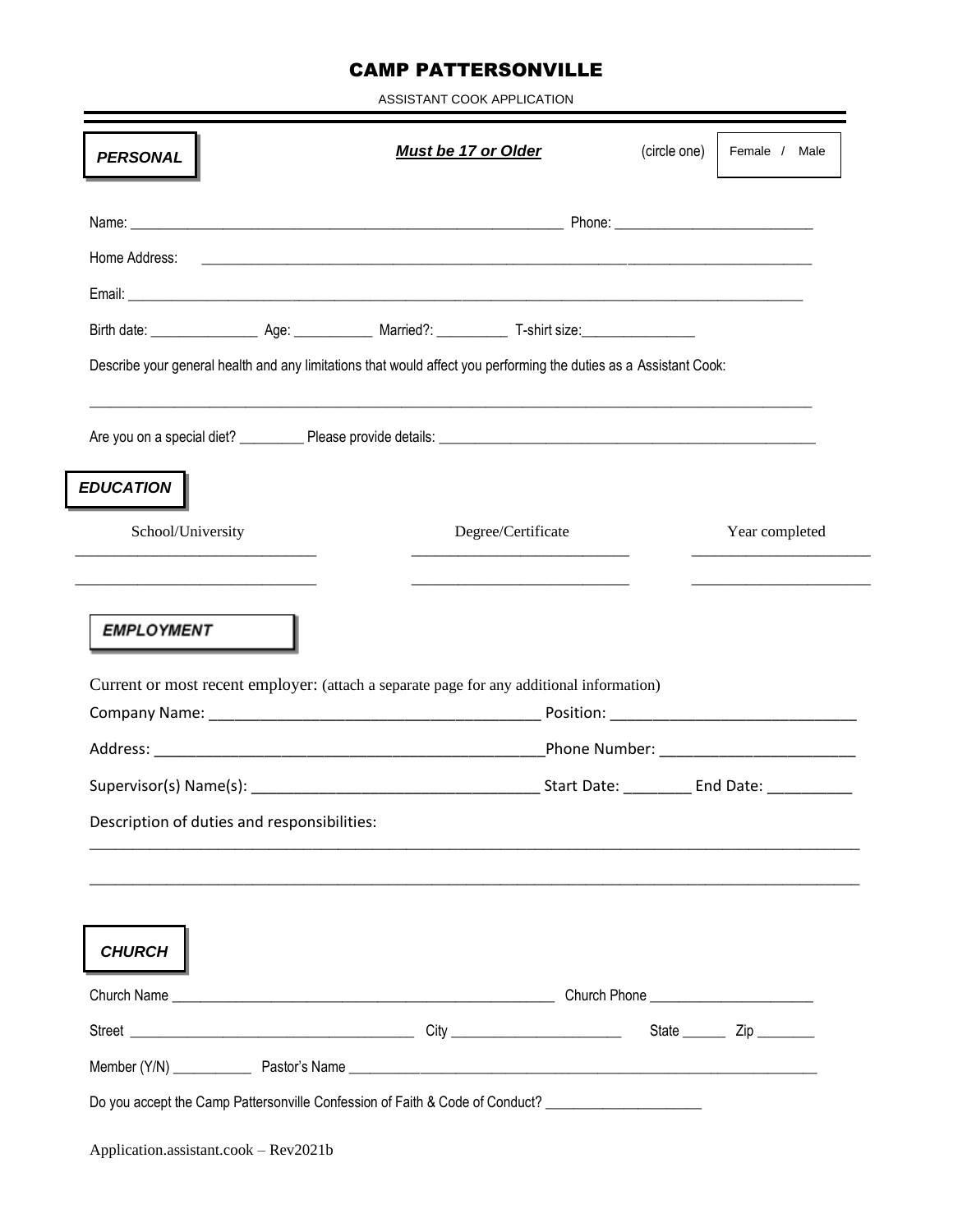# CAMP PATTERSONVILLE

ASSISTANT COOK APPLICATION

**PERSONAL** ***Must be 17 or Older*** (circle one) Female / Male

Name: ____________________________________________ Phone: ________________________

Home Address: ____________________________________________________________________

Email: ____________________________________________________________________________

Birth date: ______________ Age: __________ Married?: _________ T-shirt size:______________

Describe your general health and any limitations that would affect you performing the duties as a Assistant Cook:

__________________________________________________________________________________

Are you on a special diet? ________ Please provide details: _____________________________________________

**EDUCATION**

| School/University | Degree/Certificate | Year completed |
|---|---|---|
| ____________________ | ____________________ | ________________ |
| ____________________ | ____________________ | ________________ |

**EMPLOYMENT**

Current or most recent employer: (attach a separate page for any additional information)

Company Name: ___________________________________ Position: ________________________

Address: _________________________________________Phone Number: ____________________

Supervisor(s) Name(s): ______________________________ Start Date: _______ End Date: _________

Description of duties and responsibilities:

__________________________________________________________________________________

__________________________________________________________________________________

**CHURCH**

Church Name ___________________________________________ Church Phone ____________________

Street _________________________________ City ____________________ State ______ Zip _______

Member (Y/N) __________ Pastor's Name ___________________________________________________

Do you accept the Camp Pattersonville Confession of Faith & Code of Conduct? ____________________

Application.assistant.cook – Rev2021b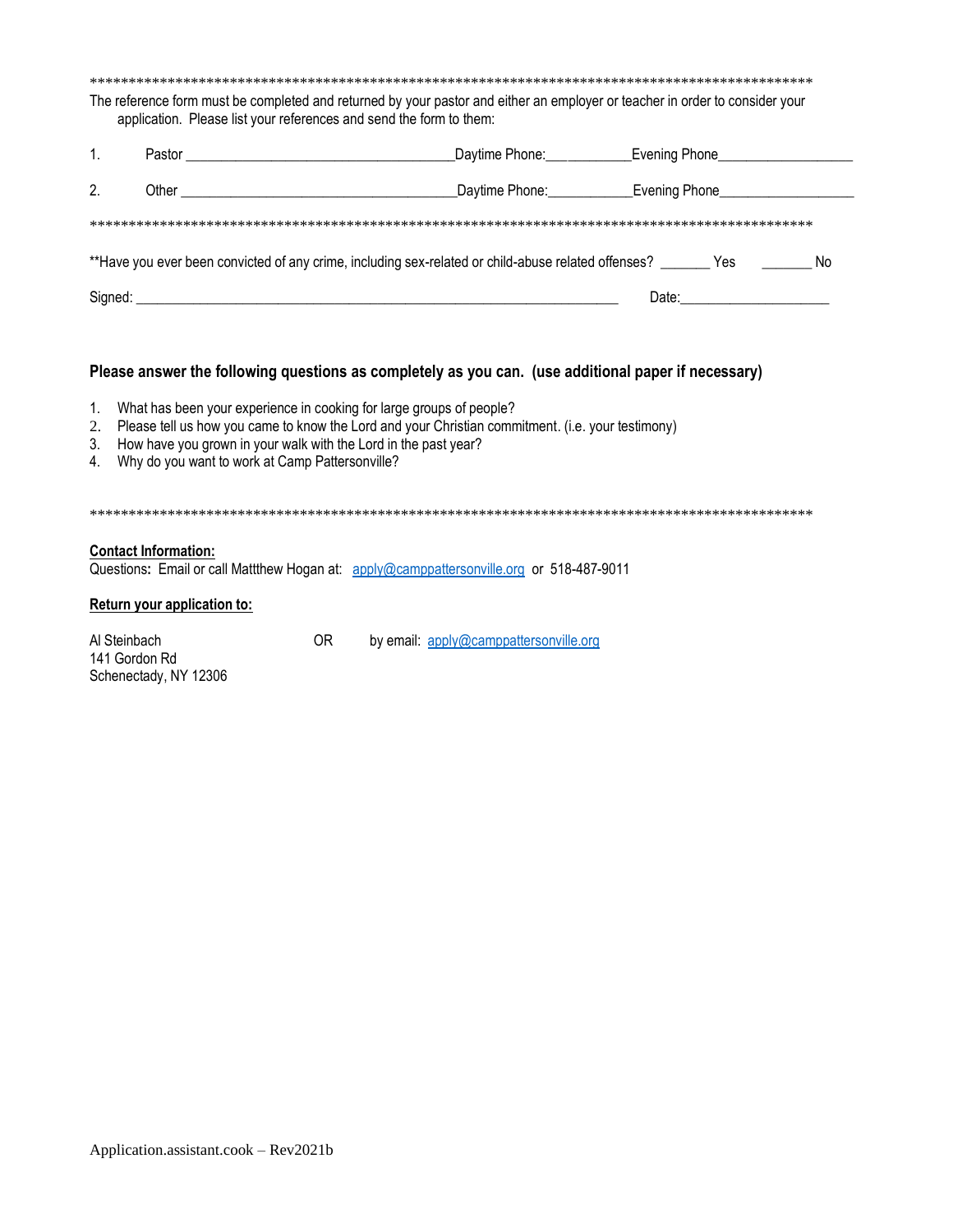\*\*\*\*\*\*\*\*\*\*\*\*\*\*\*\*\*\*\*\*\*\*\*\*\*\*\*\*\*\*\*\*\*\*\*\*\*\*\*\*\*\*\*\*\*\*\*\*\*\*\*\*\*\*\*\*\*\*\*\*\*\*\*\*\*\*\*\*\*\*\*\*\*\*\*\*\*\*\*\*\*\*\*\*\*\*\*\*\*\*\*\*\*\*\*\*\*\*\*\*

The reference form must be completed and returned by your pastor and either an employer or teacher in order to consider your application. Please list your references and send the form to them:

1. Pastor ____________________________________Daytime Phone:___________Evening Phone__________________

2. Other ______________________________________Daytime Phone:___________Evening Phone__________________

\*\*\*\*\*\*\*\*\*\*\*\*\*\*\*\*\*\*\*\*\*\*\*\*\*\*\*\*\*\*\*\*\*\*\*\*\*\*\*\*\*\*\*\*\*\*\*\*\*\*\*\*\*\*\*\*\*\*\*\*\*\*\*\*\*\*\*\*\*\*\*\*\*\*\*\*\*\*\*\*\*\*\*\*\*\*\*\*\*\*\*\*\*\*\*\*\*\*\*\*

\*\*Have you ever been convicted of any crime, including sex-related or child-abuse related offenses? _______ Yes _______ No

Signed: ___________________________________________________________________ Date:____________________

**Please answer the following questions as completely as you can. (use additional paper if necessary)**

1. What has been your experience in cooking for large groups of people?
2. Please tell us how you came to know the Lord and your Christian commitment. (i.e. your testimony)
3. How have you grown in your walk with the Lord in the past year?
4. Why do you want to work at Camp Pattersonville?

\*\*\*\*\*\*\*\*\*\*\*\*\*\*\*\*\*\*\*\*\*\*\*\*\*\*\*\*\*\*\*\*\*\*\*\*\*\*\*\*\*\*\*\*\*\*\*\*\*\*\*\*\*\*\*\*\*\*\*\*\*\*\*\*\*\*\*\*\*\*\*\*\*\*\*\*\*\*\*\*\*\*\*\*\*\*\*\*\*\*\*\*\*\*\*\*\*\*\*\*

**Contact Information:**

Questions**:** Email or call Mattthew Hogan at: apply@camppattersonville.org or 518-487-9011

**Return your application to:**

Al Steinbach
141 Gordon Rd
Schenectady, NY 12306

OR by email: apply@camppattersonville.org

Application.assistant.cook – Rev2021b